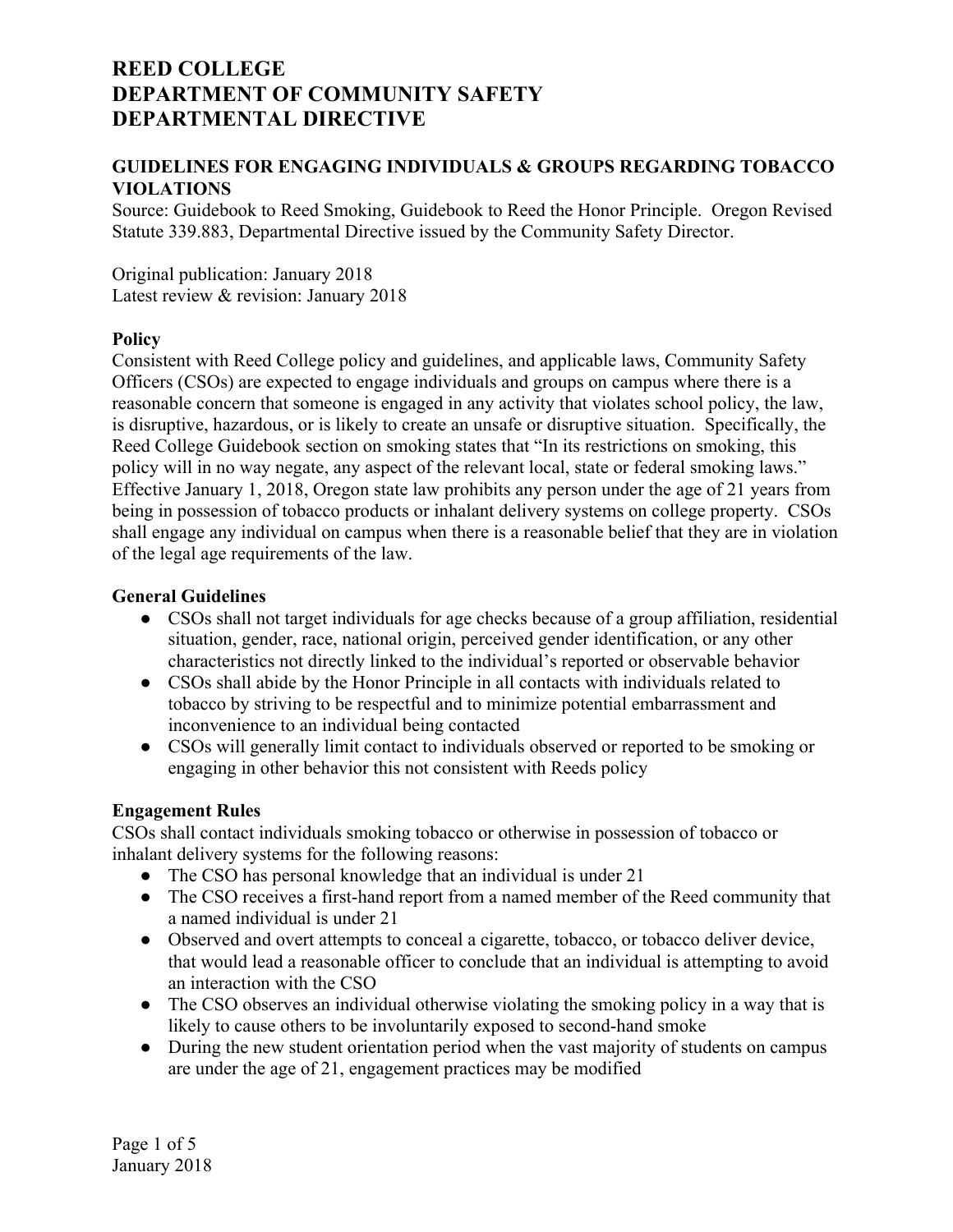# REED COLLEGE
# DEPARTMENT OF COMMUNITY SAFETY
# DEPARTMENTAL DIRECTIVE

## GUIDELINES FOR ENGAGING INDIVIDUALS & GROUPS REGARDING TOBACCO VIOLATIONS

Source: Guidebook to Reed Smoking, Guidebook to Reed the Honor Principle. Oregon Revised Statute 339.883, Departmental Directive issued by the Community Safety Director.

Original publication: January 2018
Latest review & revision: January 2018

### Policy

Consistent with Reed College policy and guidelines, and applicable laws, Community Safety Officers (CSOs) are expected to engage individuals and groups on campus where there is a reasonable concern that someone is engaged in any activity that violates school policy, the law, is disruptive, hazardous, or is likely to create an unsafe or disruptive situation. Specifically, the Reed College Guidebook section on smoking states that "In its restrictions on smoking, this policy will in no way negate, any aspect of the relevant local, state or federal smoking laws." Effective January 1, 2018, Oregon state law prohibits any person under the age of 21 years from being in possession of tobacco products or inhalant delivery systems on college property. CSOs shall engage any individual on campus when there is a reasonable belief that they are in violation of the legal age requirements of the law.

### General Guidelines

- CSOs shall not target individuals for age checks because of a group affiliation, residential situation, gender, race, national origin, perceived gender identification, or any other characteristics not directly linked to the individual's reported or observable behavior
- CSOs shall abide by the Honor Principle in all contacts with individuals related to tobacco by striving to be respectful and to minimize potential embarrassment and inconvenience to an individual being contacted
- CSOs will generally limit contact to individuals observed or reported to be smoking or engaging in other behavior this not consistent with Reeds policy

### Engagement Rules

CSOs shall contact individuals smoking tobacco or otherwise in possession of tobacco or inhalant delivery systems for the following reasons:

- The CSO has personal knowledge that an individual is under 21
- The CSO receives a first-hand report from a named member of the Reed community that a named individual is under 21
- Observed and overt attempts to conceal a cigarette, tobacco, or tobacco deliver device, that would lead a reasonable officer to conclude that an individual is attempting to avoid an interaction with the CSO
- The CSO observes an individual otherwise violating the smoking policy in a way that is likely to cause others to be involuntarily exposed to second-hand smoke
- During the new student orientation period when the vast majority of students on campus are under the age of 21, engagement practices may be modified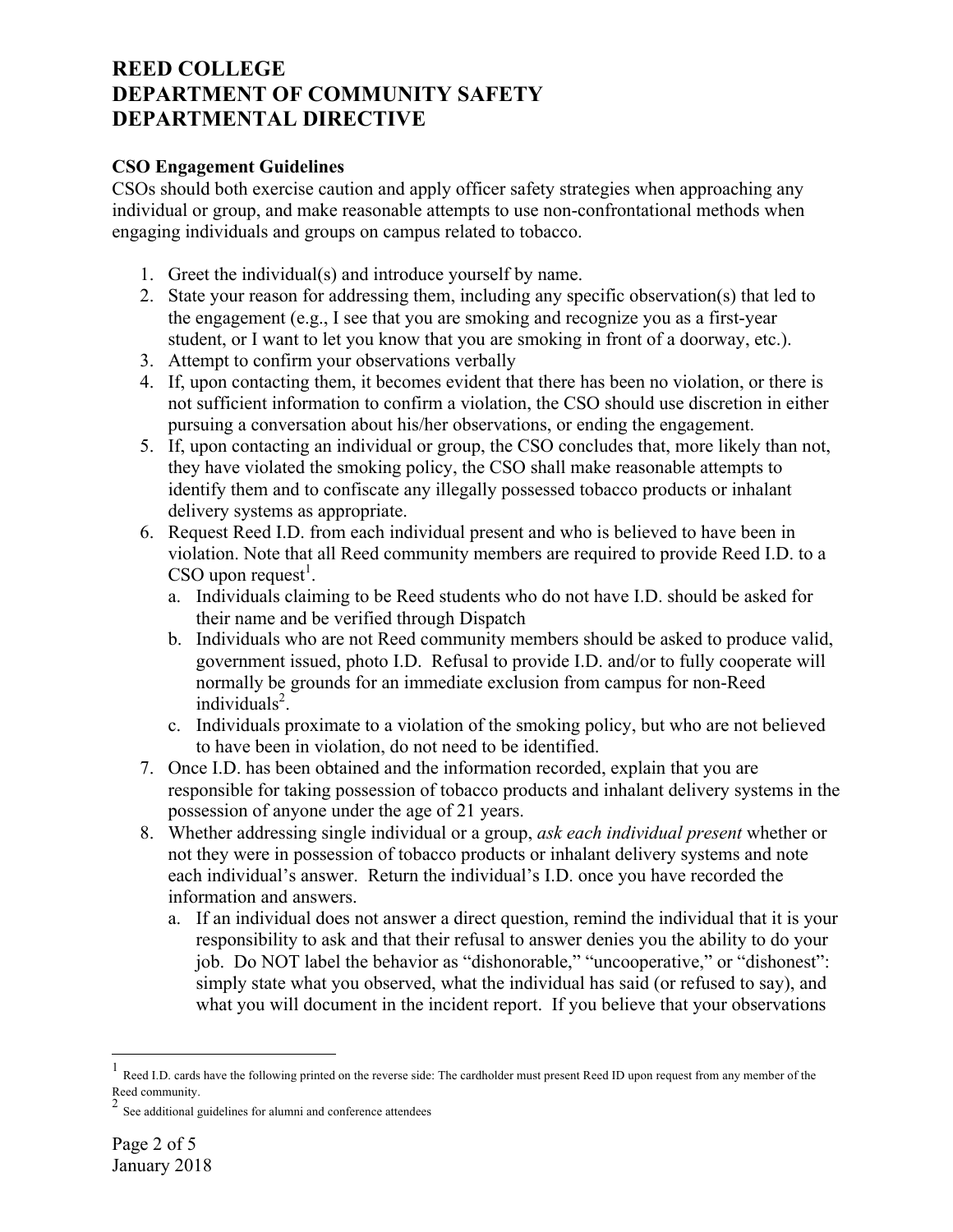# REED COLLEGE
# DEPARTMENT OF COMMUNITY SAFETY
# DEPARTMENTAL DIRECTIVE

**CSO Engagement Guidelines**

CSOs should both exercise caution and apply officer safety strategies when approaching any individual or group, and make reasonable attempts to use non-confrontational methods when engaging individuals and groups on campus related to tobacco.

1. Greet the individual(s) and introduce yourself by name.
2. State your reason for addressing them, including any specific observation(s) that led to the engagement (e.g., I see that you are smoking and recognize you as a first-year student, or I want to let you know that you are smoking in front of a doorway, etc.).
3. Attempt to confirm your observations verbally
4. If, upon contacting them, it becomes evident that there has been no violation, or there is not sufficient information to confirm a violation, the CSO should use discretion in either pursuing a conversation about his/her observations, or ending the engagement.
5. If, upon contacting an individual or group, the CSO concludes that, more likely than not, they have violated the smoking policy, the CSO shall make reasonable attempts to identify them and to confiscate any illegally possessed tobacco products or inhalant delivery systems as appropriate.
6. Request Reed I.D. from each individual present and who is believed to have been in violation. Note that all Reed community members are required to provide Reed I.D. to a CSO upon request[1].
   a. Individuals claiming to be Reed students who do not have I.D. should be asked for their name and be verified through Dispatch
   b. Individuals who are not Reed community members should be asked to produce valid, government issued, photo I.D. Refusal to provide I.D. and/or to fully cooperate will normally be grounds for an immediate exclusion from campus for non-Reed individuals[2].
   c. Individuals proximate to a violation of the smoking policy, but who are not believed to have been in violation, do not need to be identified.
7. Once I.D. has been obtained and the information recorded, explain that you are responsible for taking possession of tobacco products and inhalant delivery systems in the possession of anyone under the age of 21 years.
8. Whether addressing single individual or a group, *ask each individual present* whether or not they were in possession of tobacco products or inhalant delivery systems and note each individual's answer. Return the individual's I.D. once you have recorded the information and answers.
   a. If an individual does not answer a direct question, remind the individual that it is your responsibility to ask and that their refusal to answer denies you the ability to do your job. Do NOT label the behavior as "dishonorable," "uncooperative," or "dishonest": simply state what you observed, what the individual has said (or refused to say), and what you will document in the incident report. If you believe that your observations

---

[1] Reed I.D. cards have the following printed on the reverse side: The cardholder must present Reed ID upon request from any member of the Reed community.

[2] See additional guidelines for alumni and conference attendees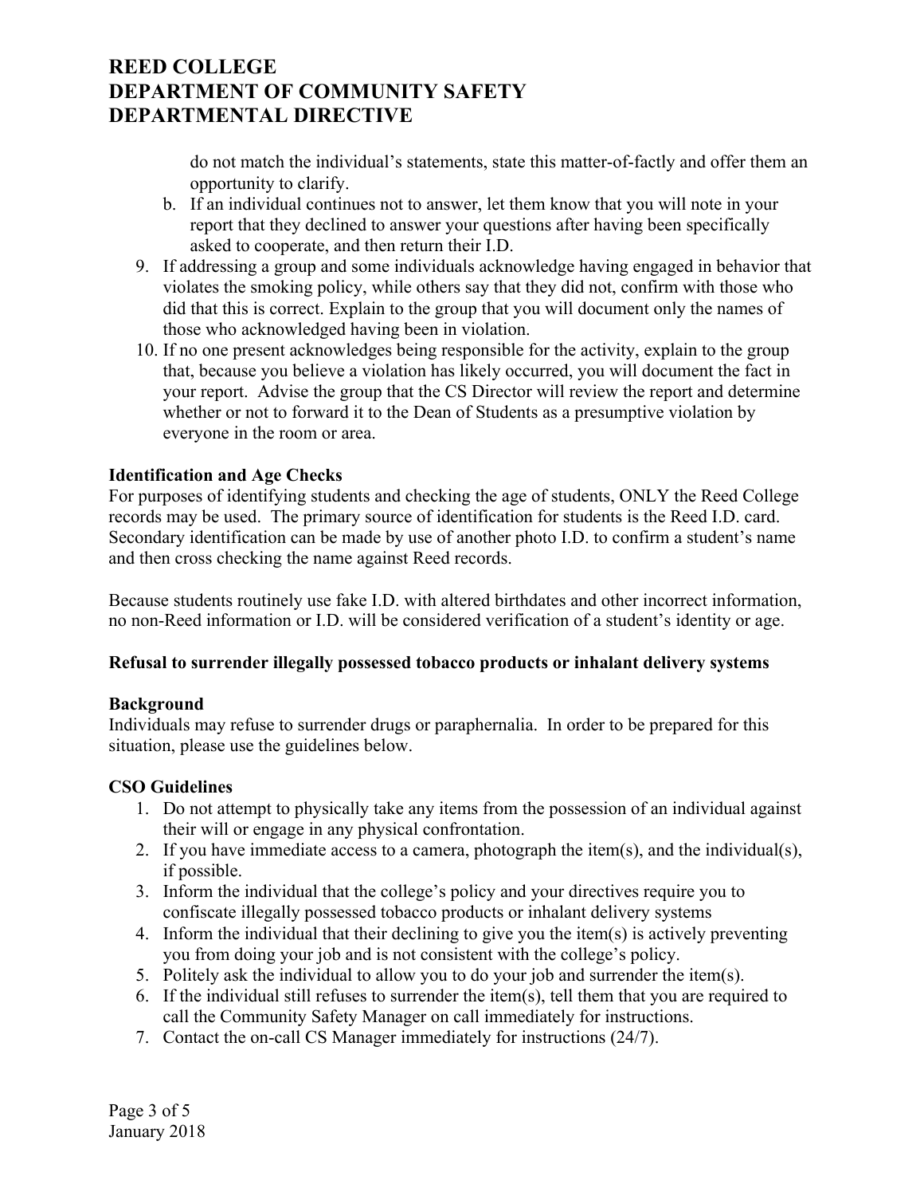do not match the individual's statements, state this matter-of-factly and offer them an opportunity to clarify.

   b. If an individual continues not to answer, let them know that you will note in your report that they declined to answer your questions after having been specifically asked to cooperate, and then return their I.D.

9. If addressing a group and some individuals acknowledge having engaged in behavior that violates the smoking policy, while others say that they did not, confirm with those who did that this is correct. Explain to the group that you will document only the names of those who acknowledged having been in violation.
10. If no one present acknowledges being responsible for the activity, explain to the group that, because you believe a violation has likely occurred, you will document the fact in your report. Advise the group that the CS Director will review the report and determine whether or not to forward it to the Dean of Students as a presumptive violation by everyone in the room or area.

**Identification and Age Checks**

For purposes of identifying students and checking the age of students, ONLY the Reed College records may be used. The primary source of identification for students is the Reed I.D. card. Secondary identification can be made by use of another photo I.D. to confirm a student's name and then cross checking the name against Reed records.

Because students routinely use fake I.D. with altered birthdates and other incorrect information, no non-Reed information or I.D. will be considered verification of a student's identity or age.

**Refusal to surrender illegally possessed tobacco products or inhalant delivery systems**

**Background**

Individuals may refuse to surrender drugs or paraphernalia. In order to be prepared for this situation, please use the guidelines below.

**CSO Guidelines**

1. Do not attempt to physically take any items from the possession of an individual against their will or engage in any physical confrontation.
2. If you have immediate access to a camera, photograph the item(s), and the individual(s), if possible.
3. Inform the individual that the college's policy and your directives require you to confiscate illegally possessed tobacco products or inhalant delivery systems
4. Inform the individual that their declining to give you the item(s) is actively preventing you from doing your job and is not consistent with the college's policy.
5. Politely ask the individual to allow you to do your job and surrender the item(s).
6. If the individual still refuses to surrender the item(s), tell them that you are required to call the Community Safety Manager on call immediately for instructions.
7. Contact the on-call CS Manager immediately for instructions (24/7).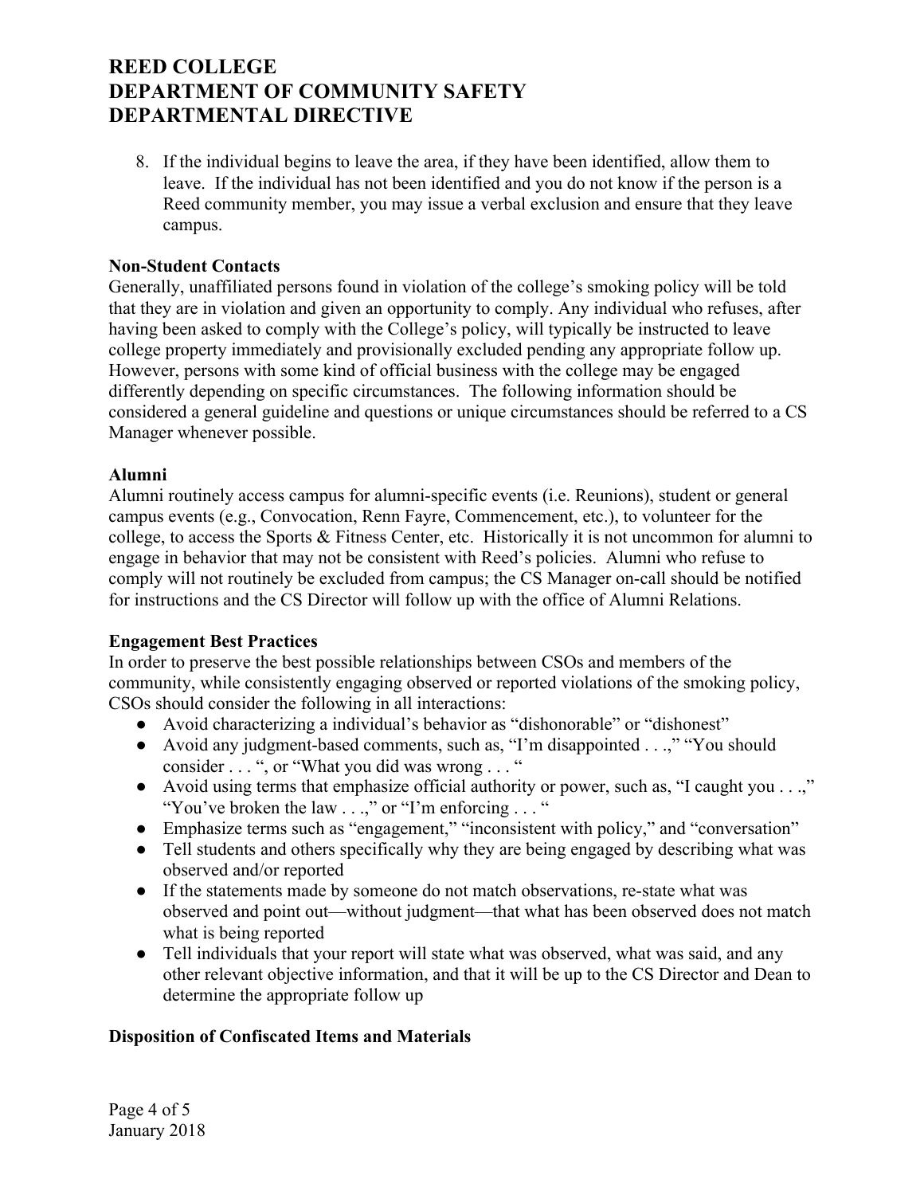8. If the individual begins to leave the area, if they have been identified, allow them to leave. If the individual has not been identified and you do not know if the person is a Reed community member, you may issue a verbal exclusion and ensure that they leave campus.

**Non-Student Contacts**

Generally, unaffiliated persons found in violation of the college's smoking policy will be told that they are in violation and given an opportunity to comply. Any individual who refuses, after having been asked to comply with the College's policy, will typically be instructed to leave college property immediately and provisionally excluded pending any appropriate follow up. However, persons with some kind of official business with the college may be engaged differently depending on specific circumstances. The following information should be considered a general guideline and questions or unique circumstances should be referred to a CS Manager whenever possible.

**Alumni**

Alumni routinely access campus for alumni-specific events (i.e. Reunions), student or general campus events (e.g., Convocation, Renn Fayre, Commencement, etc.), to volunteer for the college, to access the Sports & Fitness Center, etc. Historically it is not uncommon for alumni to engage in behavior that may not be consistent with Reed's policies. Alumni who refuse to comply will not routinely be excluded from campus; the CS Manager on-call should be notified for instructions and the CS Director will follow up with the office of Alumni Relations.

**Engagement Best Practices**

In order to preserve the best possible relationships between CSOs and members of the community, while consistently engaging observed or reported violations of the smoking policy, CSOs should consider the following in all interactions:

- Avoid characterizing a individual's behavior as "dishonorable" or "dishonest"
- Avoid any judgment-based comments, such as, "I'm disappointed . . .," "You should consider . . . ", or "What you did was wrong . . . "
- Avoid using terms that emphasize official authority or power, such as, "I caught you . . .," "You've broken the law . . .," or "I'm enforcing . . . "
- Emphasize terms such as "engagement," "inconsistent with policy," and "conversation"
- Tell students and others specifically why they are being engaged by describing what was observed and/or reported
- If the statements made by someone do not match observations, re-state what was observed and point out—without judgment—that what has been observed does not match what is being reported
- Tell individuals that your report will state what was observed, what was said, and any other relevant objective information, and that it will be up to the CS Director and Dean to determine the appropriate follow up

**Disposition of Confiscated Items and Materials**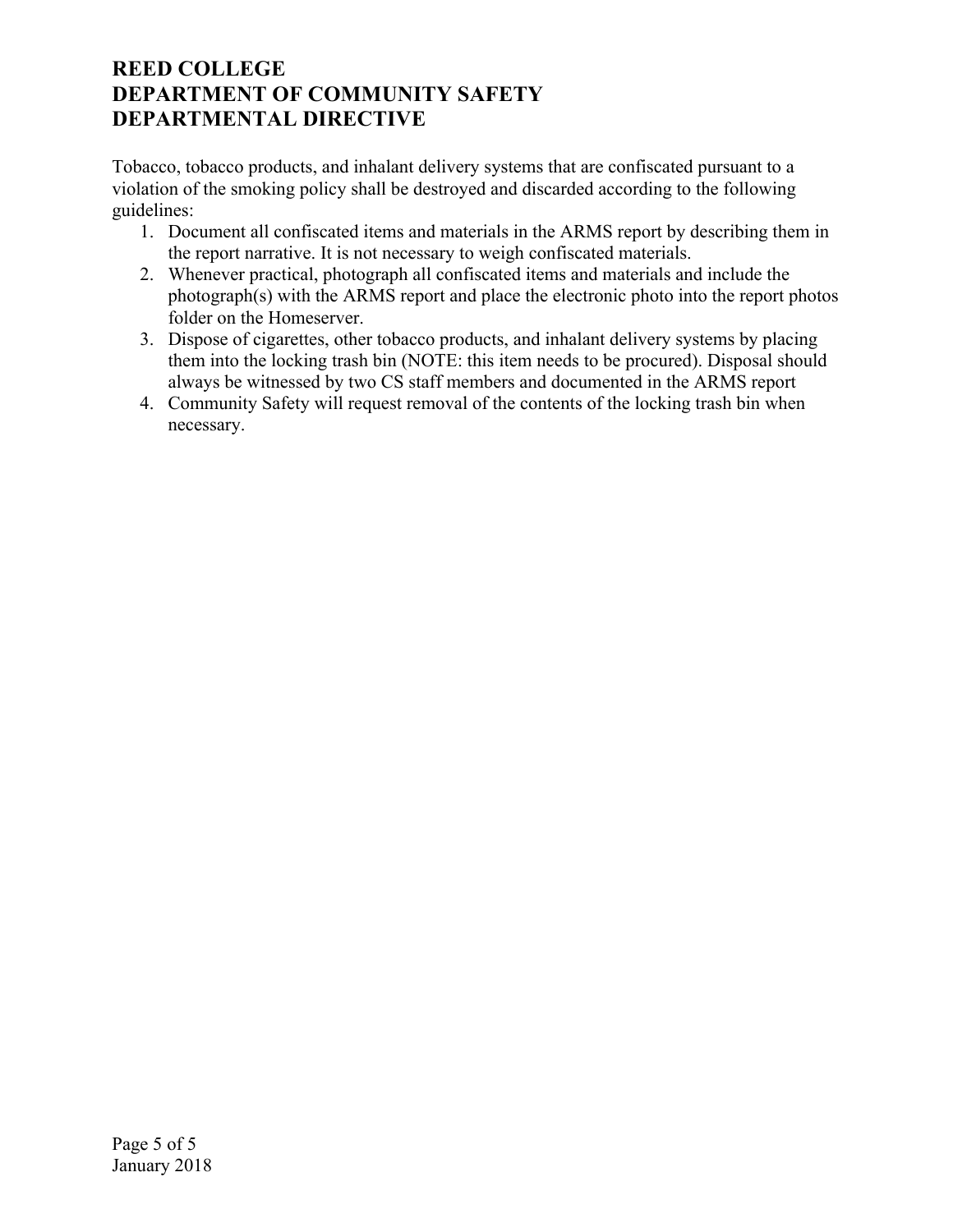# REED COLLEGE
# DEPARTMENT OF COMMUNITY SAFETY
# DEPARTMENTAL DIRECTIVE

Tobacco, tobacco products, and inhalant delivery systems that are confiscated pursuant to a violation of the smoking policy shall be destroyed and discarded according to the following guidelines:

1. Document all confiscated items and materials in the ARMS report by describing them in the report narrative. It is not necessary to weigh confiscated materials.
2. Whenever practical, photograph all confiscated items and materials and include the photograph(s) with the ARMS report and place the electronic photo into the report photos folder on the Homeserver.
3. Dispose of cigarettes, other tobacco products, and inhalant delivery systems by placing them into the locking trash bin (NOTE: this item needs to be procured). Disposal should always be witnessed by two CS staff members and documented in the ARMS report
4. Community Safety will request removal of the contents of the locking trash bin when necessary.